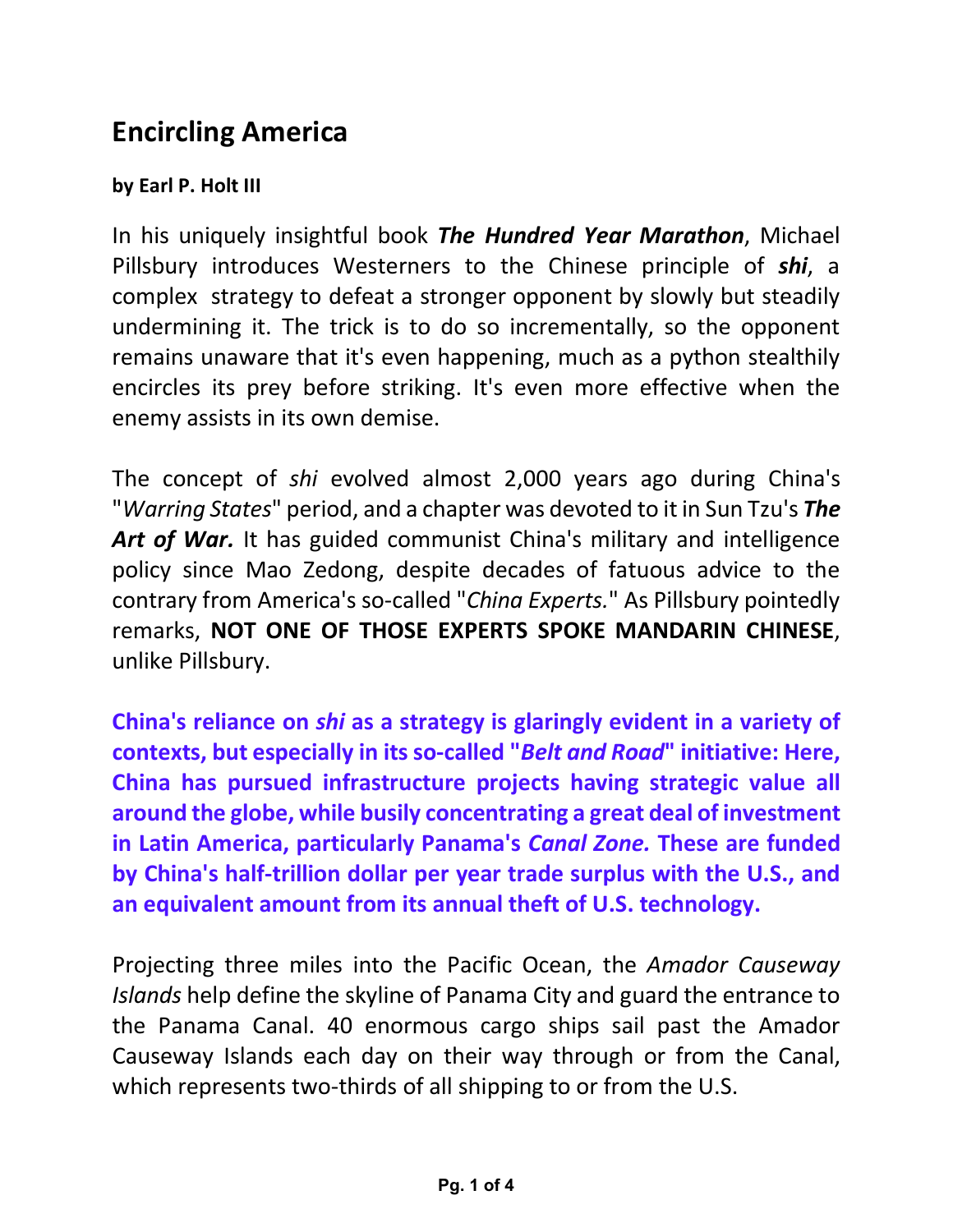# Encircling America

**by Earl P. Holt III**

In his uniquely insightful book ***The Hundred Year Marathon***, Michael Pillsbury introduces Westerners to the Chinese principle of ***shi***, a complex strategy to defeat a stronger opponent by slowly but steadily undermining it. The trick is to do so incrementally, so the opponent remains unaware that it's even happening, much as a python stealthily encircles its prey before striking. It's even more effective when the enemy assists in its own demise.

The concept of *shi* evolved almost 2,000 years ago during China's "*Warring States*" period, and a chapter was devoted to it in Sun Tzu's ***The Art of War.*** It has guided communist China's military and intelligence policy since Mao Zedong, despite decades of fatuous advice to the contrary from America's so-called "*China Experts.*" As Pillsbury pointedly remarks, **NOT ONE OF THOSE EXPERTS SPOKE MANDARIN CHINESE**, unlike Pillsbury.

**China's reliance on *shi* as a strategy is glaringly evident in a variety of contexts, but especially in its so-called "*Belt and Road*" initiative: Here, China has pursued infrastructure projects having strategic value all around the globe, while busily concentrating a great deal of investment in Latin America, particularly Panama's *Canal Zone.* These are funded by China's half-trillion dollar per year trade surplus with the U.S., and an equivalent amount from its annual theft of U.S. technology.**

Projecting three miles into the Pacific Ocean, the *Amador Causeway Islands* help define the skyline of Panama City and guard the entrance to the Panama Canal. 40 enormous cargo ships sail past the Amador Causeway Islands each day on their way through or from the Canal, which represents two-thirds of all shipping to or from the U.S.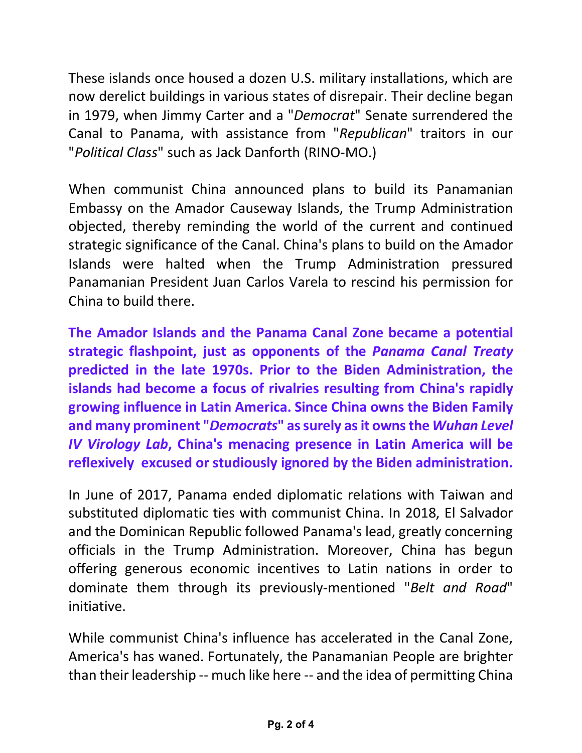These islands once housed a dozen U.S. military installations, which are now derelict buildings in various states of disrepair. Their decline began in 1979, when Jimmy Carter and a "*Democrat*" Senate surrendered the Canal to Panama, with assistance from "*Republican*" traitors in our "*Political Class*" such as Jack Danforth (RINO-MO.)

When communist China announced plans to build its Panamanian Embassy on the Amador Causeway Islands, the Trump Administration objected, thereby reminding the world of the current and continued strategic significance of the Canal. China's plans to build on the Amador Islands were halted when the Trump Administration pressured Panamanian President Juan Carlos Varela to rescind his permission for China to build there.

**The Amador Islands and the Panama Canal Zone became a potential strategic flashpoint, just as opponents of the *Panama Canal Treaty* predicted in the late 1970s. Prior to the Biden Administration, the islands had become a focus of rivalries resulting from China's rapidly growing influence in Latin America. Since China owns the Biden Family and many prominent "*Democrats*" as surely as it owns the *Wuhan Level IV Virology Lab*, China's menacing presence in Latin America will be reflexively excused or studiously ignored by the Biden administration.**

In June of 2017, Panama ended diplomatic relations with Taiwan and substituted diplomatic ties with communist China. In 2018, El Salvador and the Dominican Republic followed Panama's lead, greatly concerning officials in the Trump Administration. Moreover, China has begun offering generous economic incentives to Latin nations in order to dominate them through its previously-mentioned "*Belt and Road*" initiative.

While communist China's influence has accelerated in the Canal Zone, America's has waned. Fortunately, the Panamanian People are brighter than their leadership -- much like here -- and the idea of permitting China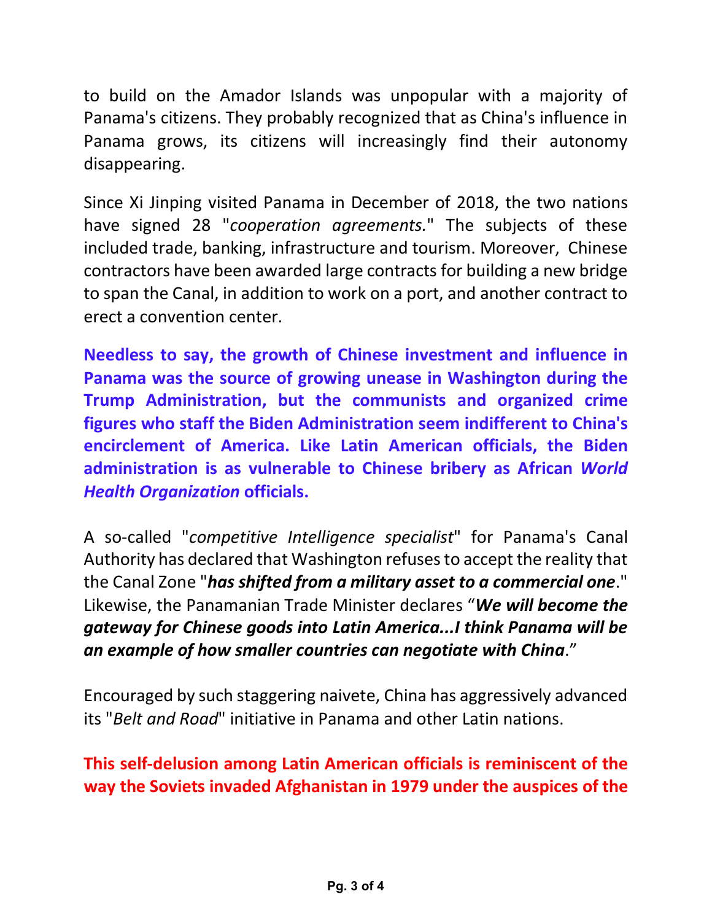to build on the Amador Islands was unpopular with a majority of Panama's citizens. They probably recognized that as China's influence in Panama grows, its citizens will increasingly find their autonomy disappearing.

Since Xi Jinping visited Panama in December of 2018, the two nations have signed 28 "*cooperation agreements.*" The subjects of these included trade, banking, infrastructure and tourism. Moreover, Chinese contractors have been awarded large contracts for building a new bridge to span the Canal, in addition to work on a port, and another contract to erect a convention center.

**Needless to say, the growth of Chinese investment and influence in Panama was the source of growing unease in Washington during the Trump Administration, but the communists and organized crime figures who staff the Biden Administration seem indifferent to China's encirclement of America. Like Latin American officials, the Biden administration is as vulnerable to Chinese bribery as African *World Health Organization* officials.**

A so-called "*competitive Intelligence specialist*" for Panama's Canal Authority has declared that Washington refuses to accept the reality that the Canal Zone "***has shifted from a military asset to a commercial one***." Likewise, the Panamanian Trade Minister declares "***We will become the gateway for Chinese goods into Latin America...I think Panama will be an example of how smaller countries can negotiate with China***."

Encouraged by such staggering naivete, China has aggressively advanced its "*Belt and Road*" initiative in Panama and other Latin nations.

**This self-delusion among Latin American officials is reminiscent of the way the Soviets invaded Afghanistan in 1979 under the auspices of the**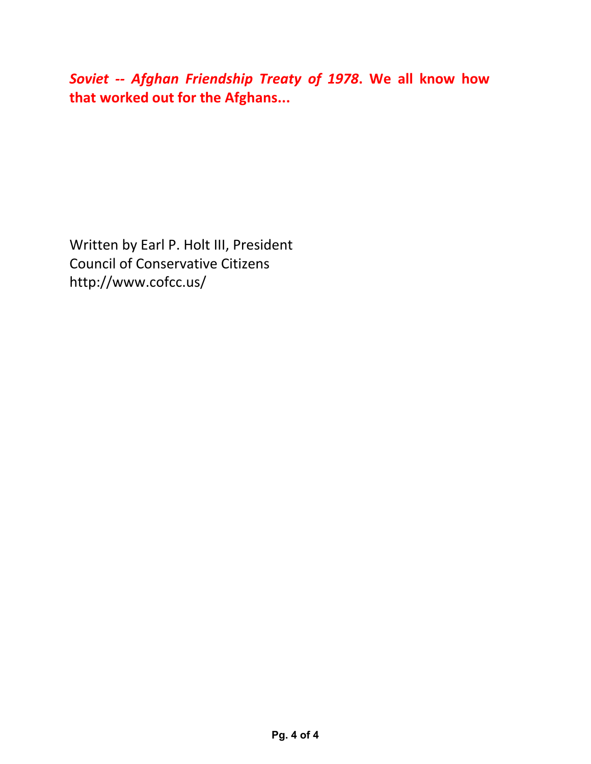***Soviet -- Afghan Friendship Treaty of 1978*. We all know how that worked out for the Afghans...**

Written by Earl P. Holt III, President
Council of Conservative Citizens
http://www.cofcc.us/